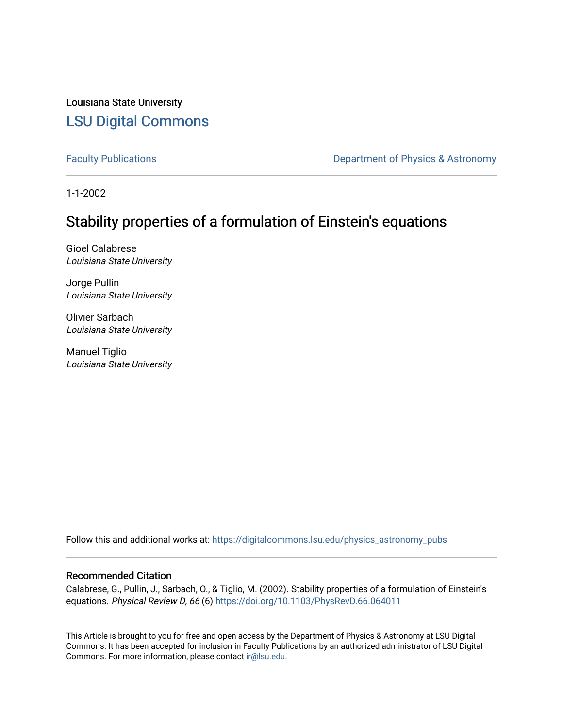Louisiana State University

# LSU Digital Commons

Faculty Publications | Department of Physics & Astronomy

1-1-2002

## Stability properties of a formulation of Einstein's equations

Gioel Calabrese
*Louisiana State University*

Jorge Pullin
*Louisiana State University*

Olivier Sarbach
*Louisiana State University*

Manuel Tiglio
*Louisiana State University*

Follow this and additional works at: https://digitalcommons.lsu.edu/physics_astronomy_pubs

### Recommended Citation

Calabrese, G., Pullin, J., Sarbach, O., & Tiglio, M. (2002). Stability properties of a formulation of Einstein's equations. *Physical Review D, 66* (6) https://doi.org/10.1103/PhysRevD.66.064011

This Article is brought to you for free and open access by the Department of Physics & Astronomy at LSU Digital Commons. It has been accepted for inclusion in Faculty Publications by an authorized administrator of LSU Digital Commons. For more information, please contact ir@lsu.edu.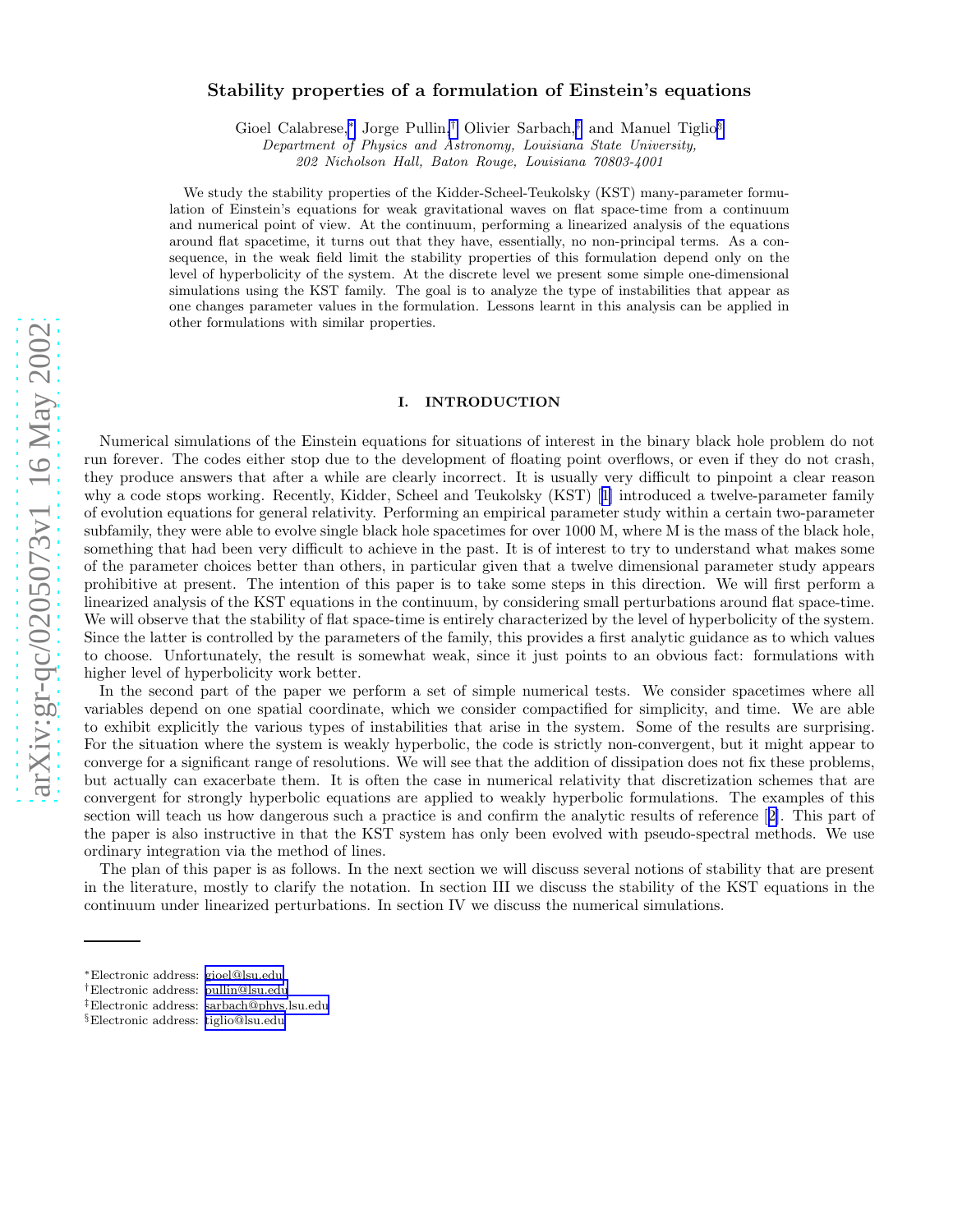# Stability properties of a formulation of Einstein's equations

Gioel Calabrese,[*] Jorge Pullin,[†] Olivier Sarbach,[‡] and Manuel Tiglio[§]

*Department of Physics and Astronomy, Louisiana State University,*
*202 Nicholson Hall, Baton Rouge, Louisiana 70803-4001*

We study the stability properties of the Kidder-Scheel-Teukolsky (KST) many-parameter formulation of Einstein's equations for weak gravitational waves on flat space-time from a continuum and numerical point of view. At the continuum, performing a linearized analysis of the equations around flat spacetime, it turns out that they have, essentially, no non-principal terms. As a consequence, in the weak field limit the stability properties of this formulation depend only on the level of hyperbolicity of the system. At the discrete level we present some simple one-dimensional simulations using the KST family. The goal is to analyze the type of instabilities that appear as one changes parameter values in the formulation. Lessons learnt in this analysis can be applied in other formulations with similar properties.

## I. INTRODUCTION

Numerical simulations of the Einstein equations for situations of interest in the binary black hole problem do not run forever. The codes either stop due to the development of floating point overflows, or even if they do not crash, they produce answers that after a while are clearly incorrect. It is usually very difficult to pinpoint a clear reason why a code stops working. Recently, Kidder, Scheel and Teukolsky (KST) [1] introduced a twelve-parameter family of evolution equations for general relativity. Performing an empirical parameter study within a certain two-parameter subfamily, they were able to evolve single black hole spacetimes for over 1000 M, where M is the mass of the black hole, something that had been very difficult to achieve in the past. It is of interest to try to understand what makes some of the parameter choices better than others, in particular given that a twelve dimensional parameter study appears prohibitive at present. The intention of this paper is to take some steps in this direction. We will first perform a linearized analysis of the KST equations in the continuum, by considering small perturbations around flat space-time. We will observe that the stability of flat space-time is entirely characterized by the level of hyperbolicity of the system. Since the latter is controlled by the parameters of the family, this provides a first analytic guidance as to which values to choose. Unfortunately, the result is somewhat weak, since it just points to an obvious fact: formulations with higher level of hyperbolicity work better.

In the second part of the paper we perform a set of simple numerical tests. We consider spacetimes where all variables depend on one spatial coordinate, which we consider compactified for simplicity, and time. We are able to exhibit explicitly the various types of instabilities that arise in the system. Some of the results are surprising. For the situation where the system is weakly hyperbolic, the code is strictly non-convergent, but it might appear to converge for a significant range of resolutions. We will see that the addition of dissipation does not fix these problems, but actually can exacerbate them. It is often the case in numerical relativity that discretization schemes that are convergent for strongly hyperbolic equations are applied to weakly hyperbolic formulations. The examples of this section will teach us how dangerous such a practice is and confirm the analytic results of reference [2]. This part of the paper is also instructive in that the KST system has only been evolved with pseudo-spectral methods. We use ordinary integration via the method of lines.

The plan of this paper is as follows. In the next section we will discuss several notions of stability that are present in the literature, mostly to clarify the notation. In section III we discuss the stability of the KST equations in the continuum under linearized perturbations. In section IV we discuss the numerical simulations.

---

[*]Electronic address: gioel@lsu.edu
[†]Electronic address: pullin@lsu.edu
[‡]Electronic address: sarbach@phys.lsu.edu
[§]Electronic address: tiglio@lsu.edu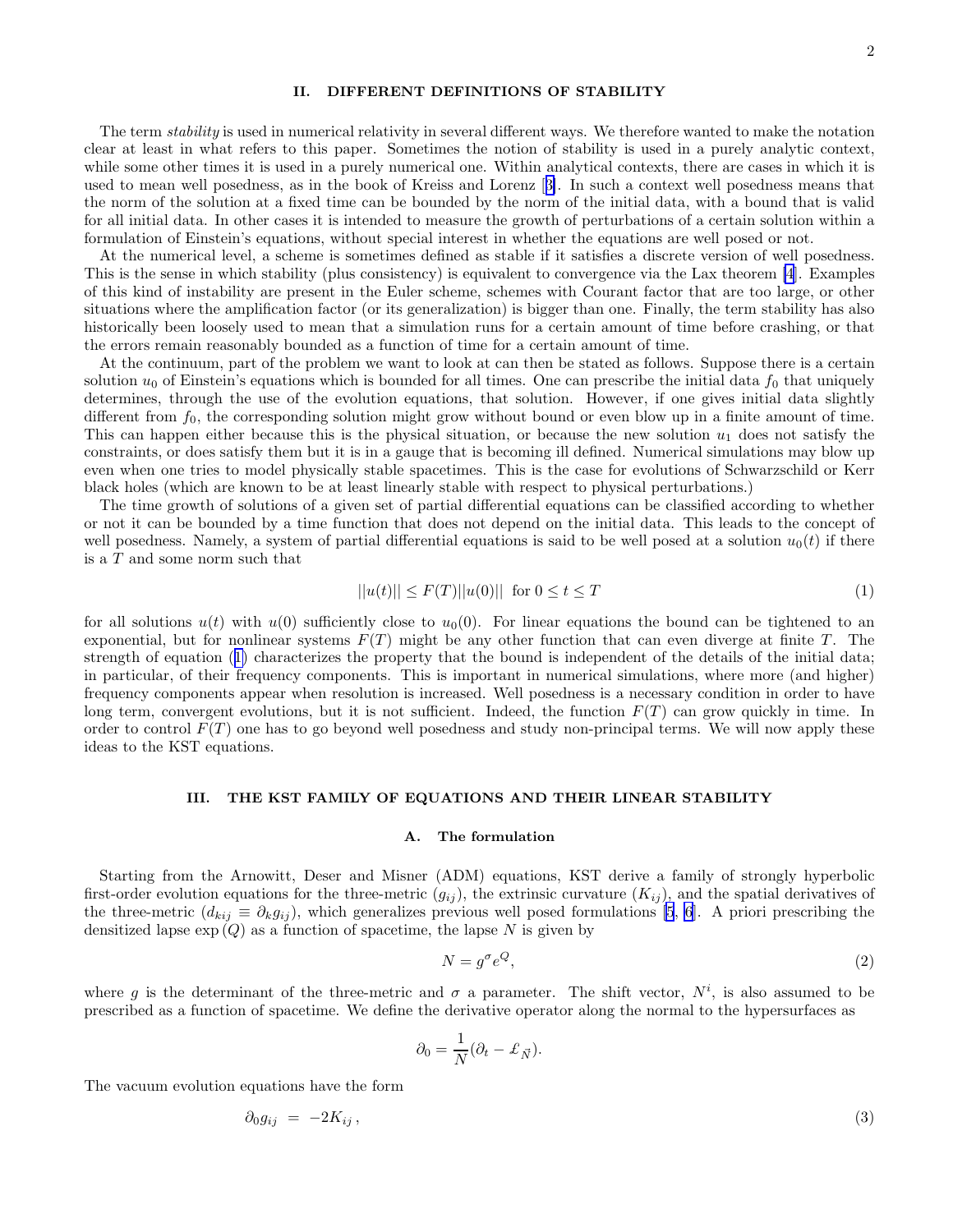## II. DIFFERENT DEFINITIONS OF STABILITY

The term *stability* is used in numerical relativity in several different ways. We therefore wanted to make the notation clear at least in what refers to this paper. Sometimes the notion of stability is used in a purely analytic context, while some other times it is used in a purely numerical one. Within analytical contexts, there are cases in which it is used to mean well posedness, as in the book of Kreiss and Lorenz [3]. In such a context well posedness means that the norm of the solution at a fixed time can be bounded by the norm of the initial data, with a bound that is valid for all initial data. In other cases it is intended to measure the growth of perturbations of a certain solution within a formulation of Einstein's equations, without special interest in whether the equations are well posed or not.

At the numerical level, a scheme is sometimes defined as stable if it satisfies a discrete version of well posedness. This is the sense in which stability (plus consistency) is equivalent to convergence via the Lax theorem [4]. Examples of this kind of instability are present in the Euler scheme, schemes with Courant factor that are too large, or other situations where the amplification factor (or its generalization) is bigger than one. Finally, the term stability has also historically been loosely used to mean that a simulation runs for a certain amount of time before crashing, or that the errors remain reasonably bounded as a function of time for a certain amount of time.

At the continuum, part of the problem we want to look at can then be stated as follows. Suppose there is a certain solution $u_0$ of Einstein's equations which is bounded for all times. One can prescribe the initial data $f_0$ that uniquely determines, through the use of the evolution equations, that solution. However, if one gives initial data slightly different from $f_0$, the corresponding solution might grow without bound or even blow up in a finite amount of time. This can happen either because this is the physical situation, or because the new solution $u_1$ does not satisfy the constraints, or does satisfy them but it is in a gauge that is becoming ill defined. Numerical simulations may blow up even when one tries to model physically stable spacetimes. This is the case for evolutions of Schwarzschild or Kerr black holes (which are known to be at least linearly stable with respect to physical perturbations.)

The time growth of solutions of a given set of partial differential equations can be classified according to whether or not it can be bounded by a time function that does not depend on the initial data. This leads to the concept of well posedness. Namely, a system of partial differential equations is said to be well posed at a solution $u_0(t)$ if there is a $T$ and some norm such that

$$||u(t)|| \leq F(T)||u(0)|| \text{ for } 0 \leq t \leq T \tag{1}$$

for all solutions $u(t)$ with $u(0)$ sufficiently close to $u_0(0)$. For linear equations the bound can be tightened to an exponential, but for nonlinear systems $F(T)$ might be any other function that can even diverge at finite $T$. The strength of equation (1) characterizes the property that the bound is independent of the details of the initial data; in particular, of their frequency components. This is important in numerical simulations, where more (and higher) frequency components appear when resolution is increased. Well posedness is a necessary condition in order to have long term, convergent evolutions, but it is not sufficient. Indeed, the function $F(T)$ can grow quickly in time. In order to control $F(T)$ one has to go beyond well posedness and study non-principal terms. We will now apply these ideas to the KST equations.

## III. THE KST FAMILY OF EQUATIONS AND THEIR LINEAR STABILITY

### A. The formulation

Starting from the Arnowitt, Deser and Misner (ADM) equations, KST derive a family of strongly hyperbolic first-order evolution equations for the three-metric ($g_{ij}$), the extrinsic curvature ($K_{ij}$), and the spatial derivatives of the three-metric ($d_{kij} \equiv \partial_k g_{ij}$), which generalizes previous well posed formulations [5, 6]. A priori prescribing the densitized lapse $\exp{(Q)}$ as a function of spacetime, the lapse $N$ is given by

$$N = g^{\sigma} e^{Q}, \tag{2}$$

where $g$ is the determinant of the three-metric and $\sigma$ a parameter. The shift vector, $N^i$, is also assumed to be prescribed as a function of spacetime. We define the derivative operator along the normal to the hypersurfaces as

$$\partial_0 = \frac{1}{N}(\partial_t - \pounds_{\vec{N}}).$$

The vacuum evolution equations have the form

$$\partial_0 g_{ij} \;=\; -2K_{ij}\,, \tag{3}$$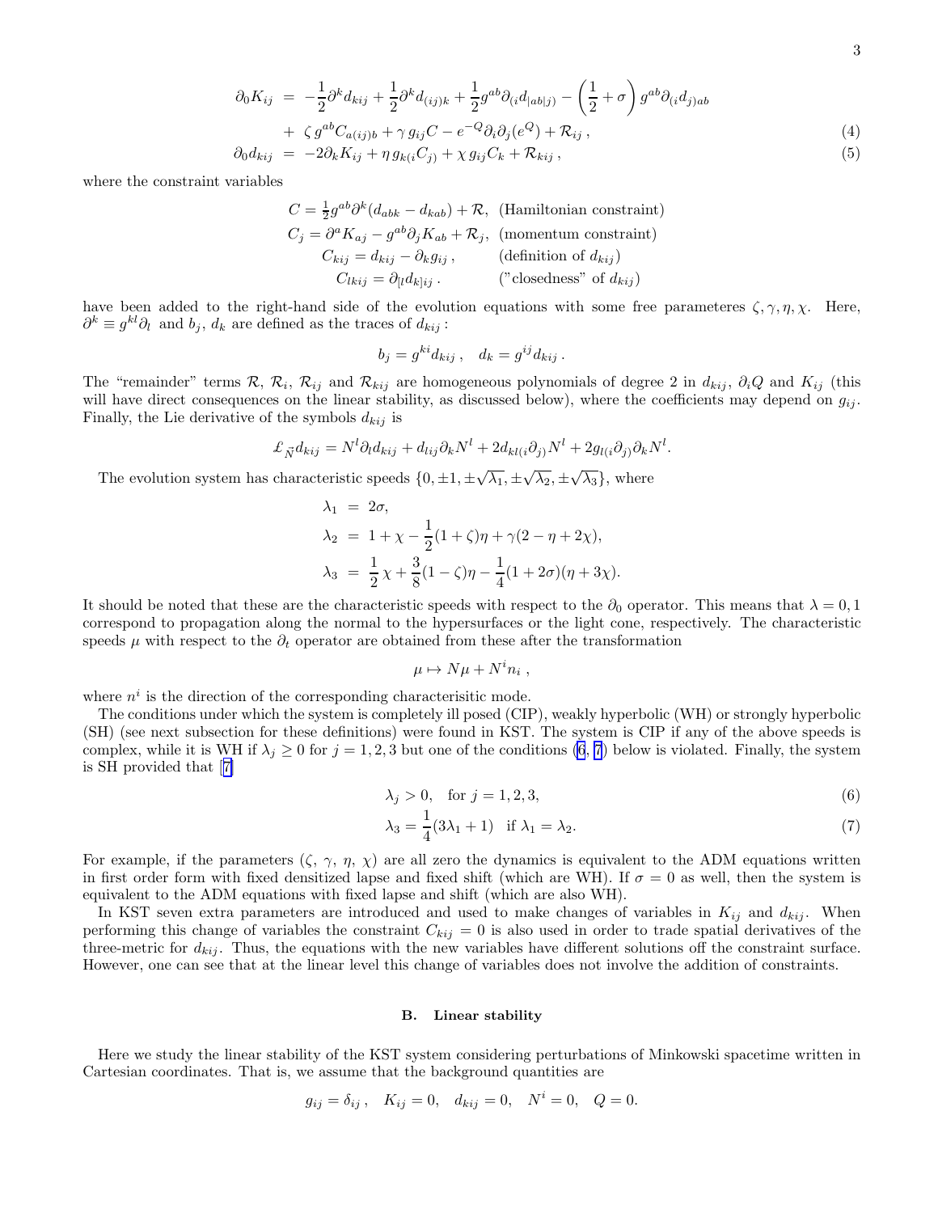$$\partial_0 K_{ij} = -\frac{1}{2}\partial^k d_{kij} + \frac{1}{2}\partial^k d_{(ij)k} + \frac{1}{2}g^{ab}\partial_{(i}d_{|ab|j)} - \left(\frac{1}{2}+\sigma\right)g^{ab}\partial_{(i}d_{j)ab}$$
$$+ \ \zeta\, g^{ab}C_{a(ij)b} + \gamma\, g_{ij}C - e^{-Q}\partial_i\partial_j(e^Q) + \mathcal{R}_{ij}\,, \tag{4}$$
$$\partial_0 d_{kij} = -2\partial_k K_{ij} + \eta\, g_{k(i}C_{j)} + \chi\, g_{ij}C_k + \mathcal{R}_{kij}\,, \tag{5}$$

where the constraint variables

$$C = \tfrac{1}{2}g^{ab}\partial^k(d_{abk} - d_{kab}) + \mathcal{R}, \quad \text{(Hamiltonian constraint)}$$
$$C_j = \partial^a K_{aj} - g^{ab}\partial_j K_{ab} + \mathcal{R}_j, \quad \text{(momentum constraint)}$$
$$C_{kij} = d_{kij} - \partial_k g_{ij}\,, \quad \text{(definition of } d_{kij}\text{)}$$
$$C_{lkij} = \partial_{[l}d_{k]ij}\,. \quad \text{("closedness" of } d_{kij}\text{)}$$

have been added to the right-hand side of the evolution equations with some free parameteres $\zeta, \gamma, \eta, \chi$. Here, $\partial^k \equiv g^{kl}\partial_l$ and $b_j$, $d_k$ are defined as the traces of $d_{kij}$ :

$$b_j = g^{ki}d_{kij}\,, \quad d_k = g^{ij}d_{kij}\,.$$

The "remainder" terms $\mathcal{R}$, $\mathcal{R}_i$, $\mathcal{R}_{ij}$ and $\mathcal{R}_{kij}$ are homogeneous polynomials of degree 2 in $d_{kij}$, $\partial_i Q$ and $K_{ij}$ (this will have direct consequences on the linear stability, as discussed below), where the coefficients may depend on $g_{ij}$. Finally, the Lie derivative of the symbols $d_{kij}$ is

$$\pounds_{\vec{N}} d_{kij} = N^l\partial_l d_{kij} + d_{lij}\partial_k N^l + 2d_{kl(i}\partial_{j)}N^l + 2g_{l(i}\partial_{j)}\partial_k N^l.$$

The evolution system has characteristic speeds $\{0, \pm 1, \pm\sqrt{\lambda_1}, \pm\sqrt{\lambda_2}, \pm\sqrt{\lambda_3}\}$, where

$$\lambda_1 = 2\sigma,$$
$$\lambda_2 = 1 + \chi - \frac{1}{2}(1+\zeta)\eta + \gamma(2 - \eta + 2\chi),$$
$$\lambda_3 = \frac{1}{2}\chi + \frac{3}{8}(1-\zeta)\eta - \frac{1}{4}(1+2\sigma)(\eta + 3\chi).$$

It should be noted that these are the characteristic speeds with respect to the $\partial_0$ operator. This means that $\lambda = 0, 1$ correspond to propagation along the normal to the hypersurfaces or the light cone, respectively. The characteristic speeds $\mu$ with respect to the $\partial_t$ operator are obtained from these after the transformation

$$\mu \mapsto N\mu + N^i n_i\,,$$

where $n^i$ is the direction of the corresponding characterisitic mode.

The conditions under which the system is completely ill posed (CIP), weakly hyperbolic (WH) or strongly hyperbolic (SH) (see next subsection for these definitions) were found in KST. The system is CIP if any of the above speeds is complex, while it is WH if $\lambda_j \geq 0$ for $j = 1, 2, 3$ but one of the conditions (6, 7) below is violated. Finally, the system is SH provided that [7]

$$\lambda_j > 0, \quad \text{for } j = 1, 2, 3, \tag{6}$$
$$\lambda_3 = \frac{1}{4}(3\lambda_1 + 1) \quad \text{if } \lambda_1 = \lambda_2. \tag{7}$$

For example, if the parameters ($\zeta$, $\gamma$, $\eta$, $\chi$) are all zero the dynamics is equivalent to the ADM equations written in first order form with fixed densitized lapse and fixed shift (which are WH). If $\sigma = 0$ as well, then the system is equivalent to the ADM equations with fixed lapse and shift (which are also WH).

In KST seven extra parameters are introduced and used to make changes of variables in $K_{ij}$ and $d_{kij}$. When performing this change of variables the constraint $C_{kij} = 0$ is also used in order to trade spatial derivatives of the three-metric for $d_{kij}$. Thus, the equations with the new variables have different solutions off the constraint surface. However, one can see that at the linear level this change of variables does not involve the addition of constraints.

### B. Linear stability

Here we study the linear stability of the KST system considering perturbations of Minkowski spacetime written in Cartesian coordinates. That is, we assume that the background quantities are

$$g_{ij} = \delta_{ij}\,, \quad K_{ij} = 0, \quad d_{kij} = 0, \quad N^i = 0, \quad Q = 0.$$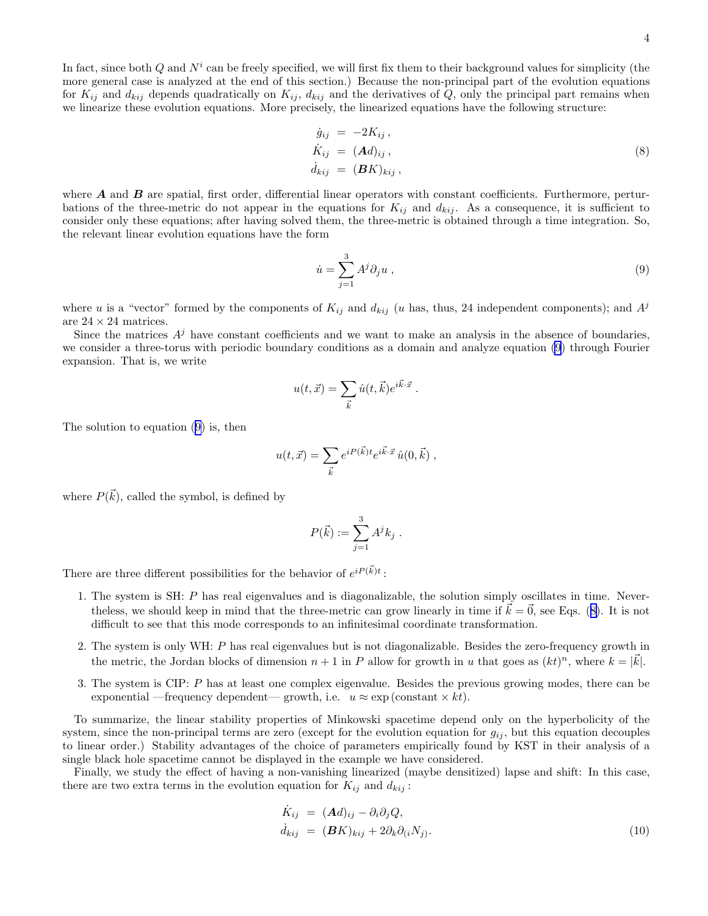In fact, since both $Q$ and $N^i$ can be freely specified, we will first fix them to their background values for simplicity (the more general case is analyzed at the end of this section.) Because the non-principal part of the evolution equations for $K_{ij}$ and $d_{kij}$ depends quadratically on $K_{ij}$, $d_{kij}$ and the derivatives of $Q$, only the principal part remains when we linearize these evolution equations. More precisely, the linearized equations have the following structure:

$$
\begin{aligned}
\dot{g}_{ij} &= -2K_{ij}\,, \\
\dot{K}_{ij} &= (\boldsymbol{A}d)_{ij}\,, \\
\dot{d}_{kij} &= (\boldsymbol{B}K)_{kij}\,,
\end{aligned}
\tag{8}
$$

where $\boldsymbol{A}$ and $\boldsymbol{B}$ are spatial, first order, differential linear operators with constant coefficients. Furthermore, perturbations of the three-metric do not appear in the equations for $K_{ij}$ and $d_{kij}$. As a consequence, it is sufficient to consider only these equations; after having solved them, the three-metric is obtained through a time integration. So, the relevant linear evolution equations have the form

$$
\dot{u} = \sum_{j=1}^{3} A^j \partial_j u\,,
\tag{9}
$$

where $u$ is a "vector" formed by the components of $K_{ij}$ and $d_{kij}$ ($u$ has, thus, 24 independent components); and $A^j$ are $24\times 24$ matrices.

Since the matrices $A^j$ have constant coefficients and we want to make an analysis in the absence of boundaries, we consider a three-torus with periodic boundary conditions as a domain and analyze equation (9) through Fourier expansion. That is, we write

$$
u(t,\vec{x}) = \sum_{\vec{k}} \hat{u}(t,\vec{k}) e^{i\vec{k}\cdot\vec{x}}\,.
$$

The solution to equation (9) is, then

$$
u(t,\vec{x}) = \sum_{\vec{k}} e^{iP(\vec{k})t} e^{i\vec{k}\cdot\vec{x}}\,\hat{u}(0,\vec{k})\,,
$$

where $P(\vec{k})$, called the symbol, is defined by

$$
P(\vec{k}) := \sum_{j=1}^{3} A^j k_j\,.
$$

There are three different possibilities for the behavior of $e^{iP(\vec{k})t}$:

1. The system is SH: $P$ has real eigenvalues and is diagonalizable, the solution simply oscillates in time. Nevertheless, we should keep in mind that the three-metric can grow linearly in time if $\vec{k}=\vec{0}$, see Eqs. (8). It is not difficult to see that this mode corresponds to an infinitesimal coordinate transformation.
2. The system is only WH: $P$ has real eigenvalues but is not diagonalizable. Besides the zero-frequency growth in the metric, the Jordan blocks of dimension $n+1$ in $P$ allow for growth in $u$ that goes as $(kt)^n$, where $k=|\vec{k}|$.
3. The system is CIP: $P$ has at least one complex eigenvalue. Besides the previous growing modes, there can be exponential —frequency dependent— growth, i.e. $u \approx \exp(\text{constant}\times kt)$.

To summarize, the linear stability properties of Minkowski spacetime depend only on the hyperbolicity of the system, since the non-principal terms are zero (except for the evolution equation for $g_{ij}$, but this equation decouples to linear order.) Stability advantages of the choice of parameters empirically found by KST in their analysis of a single black hole spacetime cannot be displayed in the example we have considered.

Finally, we study the effect of having a non-vanishing linearized (maybe densitized) lapse and shift: In this case, there are two extra terms in the evolution equation for $K_{ij}$ and $d_{kij}$:

$$
\begin{aligned}
\dot{K}_{ij} &= (\boldsymbol{A}d)_{ij} - \partial_i\partial_j Q, \\
\dot{d}_{kij} &= (\boldsymbol{B}K)_{kij} + 2\partial_k\partial_{(i}N_{j)}.
\end{aligned}
\tag{10}
$$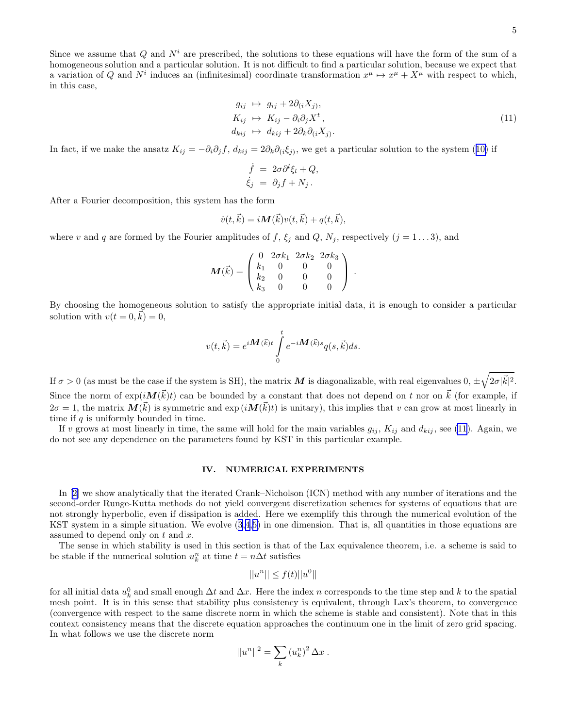Since we assume that $Q$ and $N^i$ are prescribed, the solutions to these equations will have the form of the sum of a homogeneous solution and a particular solution. It is not difficult to find a particular solution, because we expect that a variation of $Q$ and $N^i$ induces an (infinitesimal) coordinate transformation $x^\mu \mapsto x^\mu + X^\mu$ with respect to which, in this case,

$$
\begin{aligned}
g_{ij} &\mapsto g_{ij} + 2\partial_{(i}X_{j)}, \\
K_{ij} &\mapsto K_{ij} - \partial_i \partial_j X^t, \\
d_{kij} &\mapsto d_{kij} + 2\partial_k \partial_{(i}X_{j)}.
\end{aligned}
\tag{11}
$$

In fact, if we make the ansatz $K_{ij} = -\partial_i \partial_j f$, $d_{kij} = 2\partial_k \partial_{(i}\xi_{j)}$, we get a particular solution to the system (10) if

$$
\begin{aligned}
\dot{f} &= 2\sigma \partial^l \xi_l + Q, \\
\dot{\xi}_j &= \partial_j f + N_j \,.
\end{aligned}
$$

After a Fourier decomposition, this system has the form

$$
\dot{v}(t, \vec{k}) = i\boldsymbol{M}(\vec{k}) v(t, \vec{k}) + q(t, \vec{k}),
$$

where $v$ and $q$ are formed by the Fourier amplitudes of $f$, $\xi_j$ and $Q$, $N_j$, respectively ($j = 1 \ldots 3$), and

$$
\boldsymbol{M}(\vec{k}) = \begin{pmatrix} 0 & 2\sigma k_1 & 2\sigma k_2 & 2\sigma k_3 \\ k_1 & 0 & 0 & 0 \\ k_2 & 0 & 0 & 0 \\ k_3 & 0 & 0 & 0 \end{pmatrix} .
$$

By choosing the homogeneous solution to satisfy the appropriate initial data, it is enough to consider a particular solution with $v(t=0, \vec{k}) = 0$,

$$
v(t, \vec{k}) = e^{i\boldsymbol{M}(\vec{k})t} \int_0^t e^{-i\boldsymbol{M}(\vec{k})s} q(s, \vec{k}) ds.
$$

If $\sigma > 0$ (as must be the case if the system is SH), the matrix $\boldsymbol{M}$ is diagonalizable, with real eigenvalues $0, \pm\sqrt{2\sigma|\vec{k}|^2}$. Since the norm of $\exp(i\boldsymbol{M}(\vec{k})t)$ can be bounded by a constant that does not depend on $t$ nor on $\vec{k}$ (for example, if $2\sigma = 1$, the matrix $\boldsymbol{M}(\vec{k})$ is symmetric and $\exp(i\boldsymbol{M}(\vec{k})t)$ is unitary), this implies that $v$ can grow at most linearly in time if $q$ is uniformly bounded in time.

If $v$ grows at most linearly in time, the same will hold for the main variables $g_{ij}$, $K_{ij}$ and $d_{kij}$, see (11). Again, we do not see any dependence on the parameters found by KST in this particular example.

## IV. NUMERICAL EXPERIMENTS

In [2] we show analytically that the iterated Crank–Nicholson (ICN) method with any number of iterations and the second-order Runge-Kutta methods do not yield convergent discretization schemes for systems of equations that are not strongly hyperbolic, even if dissipation is added. Here we exemplify this through the numerical evolution of the KST system in a simple situation. We evolve (3,4,5) in one dimension. That is, all quantities in those equations are assumed to depend only on $t$ and $x$.

The sense in which stability is used in this section is that of the Lax equivalence theorem, i.e. a scheme is said to be stable if the numerical solution $u_k^n$ at time $t = n\Delta t$ satisfies

$$
||u^n|| \leq f(t) ||u^0||
$$

for all initial data $u_k^0$ and small enough $\Delta t$ and $\Delta x$. Here the index $n$ corresponds to the time step and $k$ to the spatial mesh point. It is in this sense that stability plus consistency is equivalent, through Lax's theorem, to convergence (convergence with respect to the same discrete norm in which the scheme is stable and consistent). Note that in this context consistency means that the discrete equation approaches the continuum one in the limit of zero grid spacing. In what follows we use the discrete norm

$$
||u^n||^2 = \sum_k \left(u_k^n\right)^2 \Delta x \,.
$$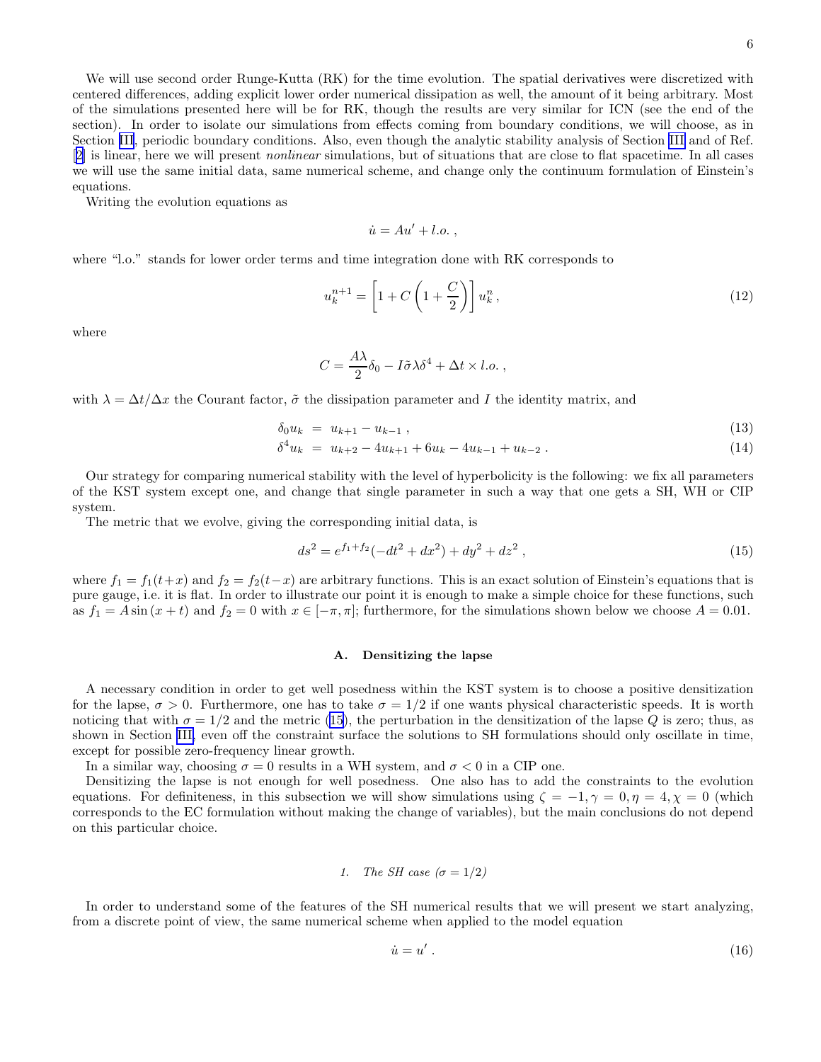We will use second order Runge-Kutta (RK) for the time evolution. The spatial derivatives were discretized with centered differences, adding explicit lower order numerical dissipation as well, the amount of it being arbitrary. Most of the simulations presented here will be for RK, though the results are very similar for ICN (see the end of the section). In order to isolate our simulations from effects coming from boundary conditions, we will choose, as in Section III, periodic boundary conditions. Also, even though the analytic stability analysis of Section III and of Ref. [2] is linear, here we will present *nonlinear* simulations, but of situations that are close to flat spacetime. In all cases we will use the same initial data, same numerical scheme, and change only the continuum formulation of Einstein's equations.

Writing the evolution equations as

$$\dot{u} = Au' + l.o. \,,$$

where "l.o." stands for lower order terms and time integration done with RK corresponds to

$$u_k^{n+1} = \left[1 + C\left(1 + \frac{C}{2}\right)\right] u_k^n \,, \tag{12}$$

where

$$C = \frac{A\lambda}{2}\delta_0 - I\tilde{\sigma}\lambda\delta^4 + \Delta t \times l.o. \,,$$

with $\lambda = \Delta t/\Delta x$ the Courant factor, $\tilde{\sigma}$ the dissipation parameter and $I$ the identity matrix, and

$$\delta_0 u_k \;=\; u_{k+1} - u_{k-1} \,, \tag{13}$$

$$\delta^4 u_k \;=\; u_{k+2} - 4u_{k+1} + 6u_k - 4u_{k-1} + u_{k-2} \,. \tag{14}$$

Our strategy for comparing numerical stability with the level of hyperbolicity is the following: we fix all parameters of the KST system except one, and change that single parameter in such a way that one gets a SH, WH or CIP system.

The metric that we evolve, giving the corresponding initial data, is

$$ds^2 = e^{f_1+f_2}(-dt^2 + dx^2) + dy^2 + dz^2 \,, \tag{15}$$

where $f_1 = f_1(t+x)$ and $f_2 = f_2(t-x)$ are arbitrary functions. This is an exact solution of Einstein's equations that is pure gauge, i.e. it is flat. In order to illustrate our point it is enough to make a simple choice for these functions, such as $f_1 = A\sin(x+t)$ and $f_2 = 0$ with $x \in [-\pi, \pi]$; furthermore, for the simulations shown below we choose $A = 0.01$.

### A. Densitizing the lapse

A necessary condition in order to get well posedness within the KST system is to choose a positive densitization for the lapse, $\sigma > 0$. Furthermore, one has to take $\sigma = 1/2$ if one wants physical characteristic speeds. It is worth noticing that with $\sigma = 1/2$ and the metric (15), the perturbation in the densitization of the lapse $Q$ is zero; thus, as shown in Section III, even off the constraint surface the solutions to SH formulations should only oscillate in time, except for possible zero-frequency linear growth.

In a similar way, choosing $\sigma = 0$ results in a WH system, and $\sigma < 0$ in a CIP one.

Densitizing the lapse is not enough for well posedness. One also has to add the constraints to the evolution equations. For definiteness, in this subsection we will show simulations using $\zeta = -1, \gamma = 0, \eta = 4, \chi = 0$ (which corresponds to the EC formulation without making the change of variables), but the main conclusions do not depend on this particular choice.

#### 1. The SH case ($\sigma = 1/2$)

In order to understand some of the features of the SH numerical results that we will present we start analyzing, from a discrete point of view, the same numerical scheme when applied to the model equation

$$\dot{u} = u' \,. \tag{16}$$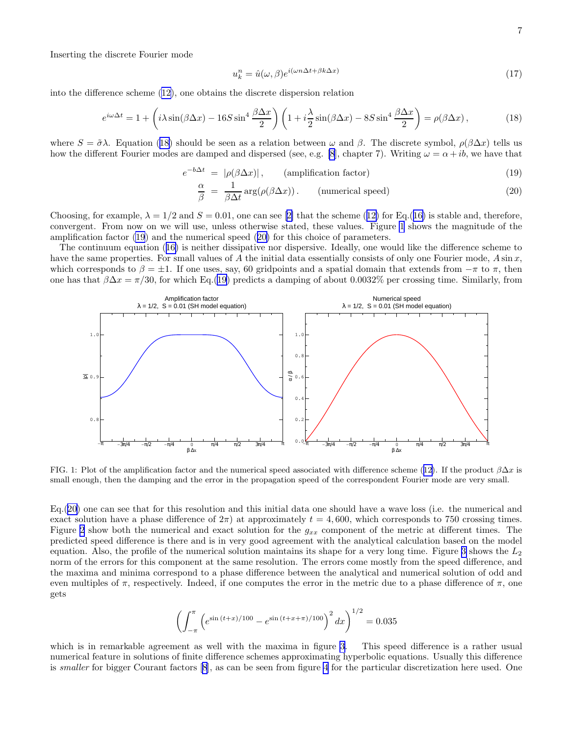Inserting the discrete Fourier mode

$$u_k^n = \hat{u}(\omega, \beta) e^{i(\omega n \Delta t + \beta k \Delta x)} \tag{17}$$

into the difference scheme (12), one obtains the discrete dispersion relation

$$e^{i\omega\Delta t} = 1 + \left( i\lambda \sin(\beta\Delta x) - 16S\sin^4\frac{\beta\Delta x}{2} \right)\left( 1 + i\frac{\lambda}{2}\sin(\beta\Delta x) - 8S\sin^4\frac{\beta\Delta x}{2} \right) = \rho(\beta\Delta x)\,, \tag{18}$$

where $S = \tilde{\sigma}\lambda$. Equation (18) should be seen as a relation between $\omega$ and $\beta$. The discrete symbol, $\rho(\beta\Delta x)$ tells us how the different Fourier modes are damped and dispersed (see, e.g. [8], chapter 7). Writing $\omega = \alpha + ib$, we have that

$$e^{-b\Delta t} = |\rho(\beta\Delta x)|\,, \qquad \text{(amplification factor)} \tag{19}$$

$$\frac{\alpha}{\beta} = \frac{1}{\beta\Delta t}\arg(\rho(\beta\Delta x))\,. \qquad \text{(numerical speed)} \tag{20}$$

Choosing, for example, $\lambda = 1/2$ and $S = 0.01$, one can see [2] that the scheme (12) for Eq.(16) is stable and, therefore, convergent. From now on we will use, unless otherwise stated, these values. Figure 1 shows the magnitude of the amplification factor (19) and the numerical speed (20) for this choice of parameters.

The continuum equation (16) is neither dissipative nor dispersive. Ideally, one would like the difference scheme to have the same properties. For small values of $A$ the initial data essentially consists of only one Fourier mode, $A\sin x$, which corresponds to $\beta = \pm 1$. If one uses, say, 60 gridpoints and a spatial domain that extends from $-\pi$ to $\pi$, then one has that $\beta\Delta x = \pi/30$, for which Eq.(19) predicts a damping of about 0.0032% per crossing time. Similarly, from

FIG. 1: Plot of the amplification factor and the numerical speed associated with difference scheme (12). If the product $\beta\Delta x$ is small enough, then the damping and the error in the propagation speed of the correspondent Fourier mode are very small.

Eq.(20) one can see that for this resolution and this initial data one should have a wave loss (i.e. the numerical and exact solution have a phase difference of $2\pi$) at approximately $t = 4,600$, which corresponds to 750 crossing times. Figure 2 show both the numerical and exact solution for the $g_{xx}$ component of the metric at different times. The predicted speed difference is there and is in very good agreement with the analytical calculation based on the model equation. Also, the profile of the numerical solution maintains its shape for a very long time. Figure 3 shows the $L_2$ norm of the errors for this component at the same resolution. The errors come mostly from the speed difference, and the maxima and minima correspond to a phase difference between the analytical and numerical solution of odd and even multiples of $\pi$, respectively. Indeed, if one computes the error in the metric due to a phase difference of $\pi$, one gets

$$\left( \int_{-\pi}^{\pi} \left( e^{\sin{(t+x)}/100} - e^{\sin{(t+x+\pi)}/100} \right)^2 dx \right)^{1/2} = 0.035$$

which is in remarkable agreement as well with the maxima in figure 3. This speed difference is a rather usual numerical feature in solutions of finite difference schemes approximating hyperbolic equations. Usually this difference is *smaller* for bigger Courant factors [8], as can be seen from figure 4 for the particular discretization here used. One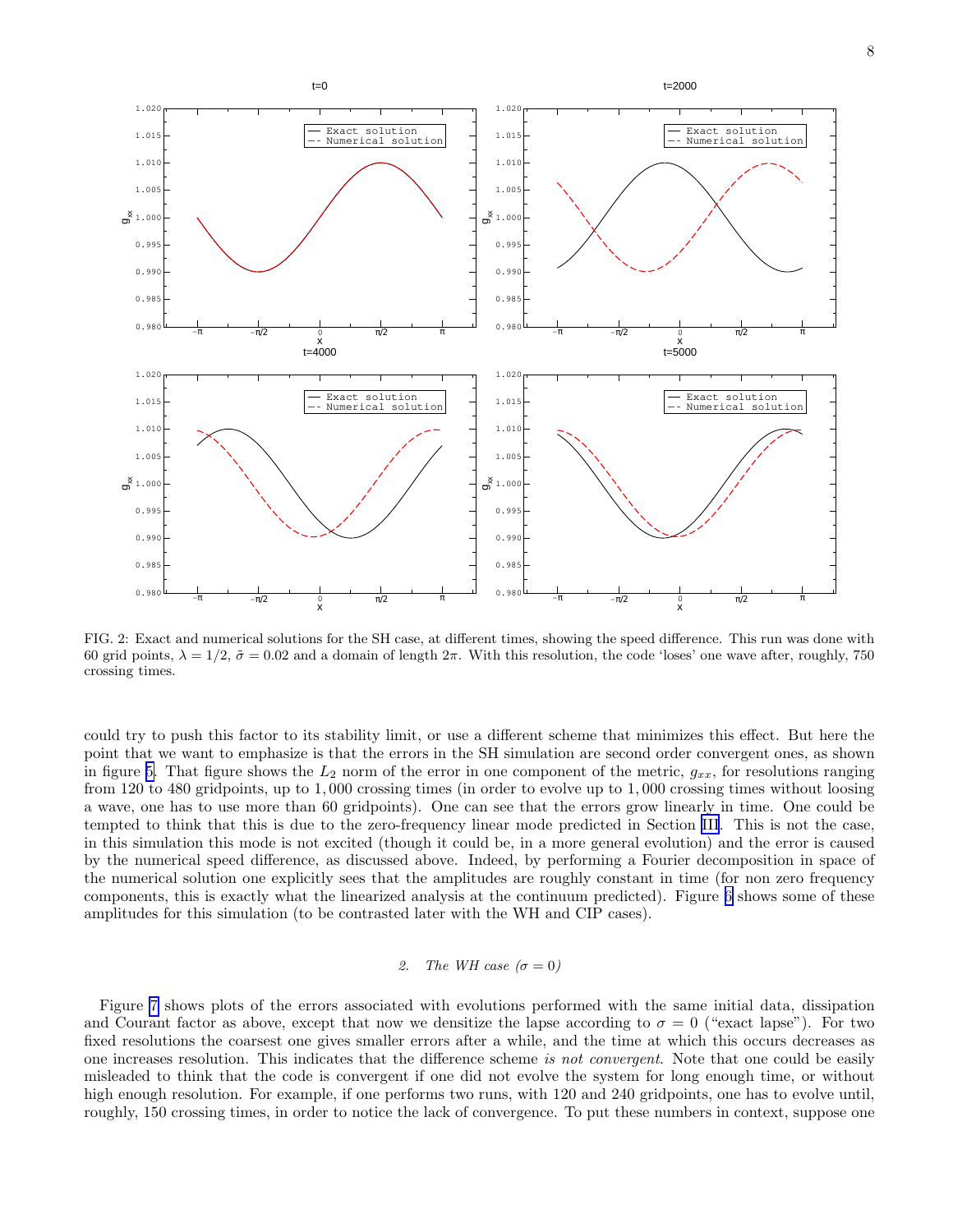FIG. 2: Exact and numerical solutions for the SH case, at different times, showing the speed difference. This run was done with 60 grid points, $\lambda = 1/2$, $\tilde{\sigma} = 0.02$ and a domain of length $2\pi$. With this resolution, the code 'loses' one wave after, roughly, 750 crossing times.

could try to push this factor to its stability limit, or use a different scheme that minimizes this effect. But here the point that we want to emphasize is that the errors in the SH simulation are second order convergent ones, as shown in figure 5. That figure shows the $L_2$ norm of the error in one component of the metric, $g_{xx}$, for resolutions ranging from 120 to 480 gridpoints, up to 1,000 crossing times (in order to evolve up to 1,000 crossing times without loosing a wave, one has to use more than 60 gridpoints). One can see that the errors grow linearly in time. One could be tempted to think that this is due to the zero-frequency linear mode predicted in Section III. This is not the case, in this simulation this mode is not excited (though it could be, in a more general evolution) and the error is caused by the numerical speed difference, as discussed above. Indeed, by performing a Fourier decomposition in space of the numerical solution one explicitly sees that the amplitudes are roughly constant in time (for non zero frequency components, this is exactly what the linearized analysis at the continuum predicted). Figure 6 shows some of these amplitudes for this simulation (to be contrasted later with the WH and CIP cases).

#### *2. The WH case ($\sigma = 0$)*

Figure 7 shows plots of the errors associated with evolutions performed with the same initial data, dissipation and Courant factor as above, except that now we densitize the lapse according to $\sigma = 0$ ("exact lapse"). For two fixed resolutions the coarsest one gives smaller errors after a while, and the time at which this occurs decreases as one increases resolution. This indicates that the difference scheme *is not convergent*. Note that one could be easily misleaded to think that the code is convergent if one did not evolve the system for long enough time, or without high enough resolution. For example, if one performs two runs, with 120 and 240 gridpoints, one has to evolve until, roughly, 150 crossing times, in order to notice the lack of convergence. To put these numbers in context, suppose one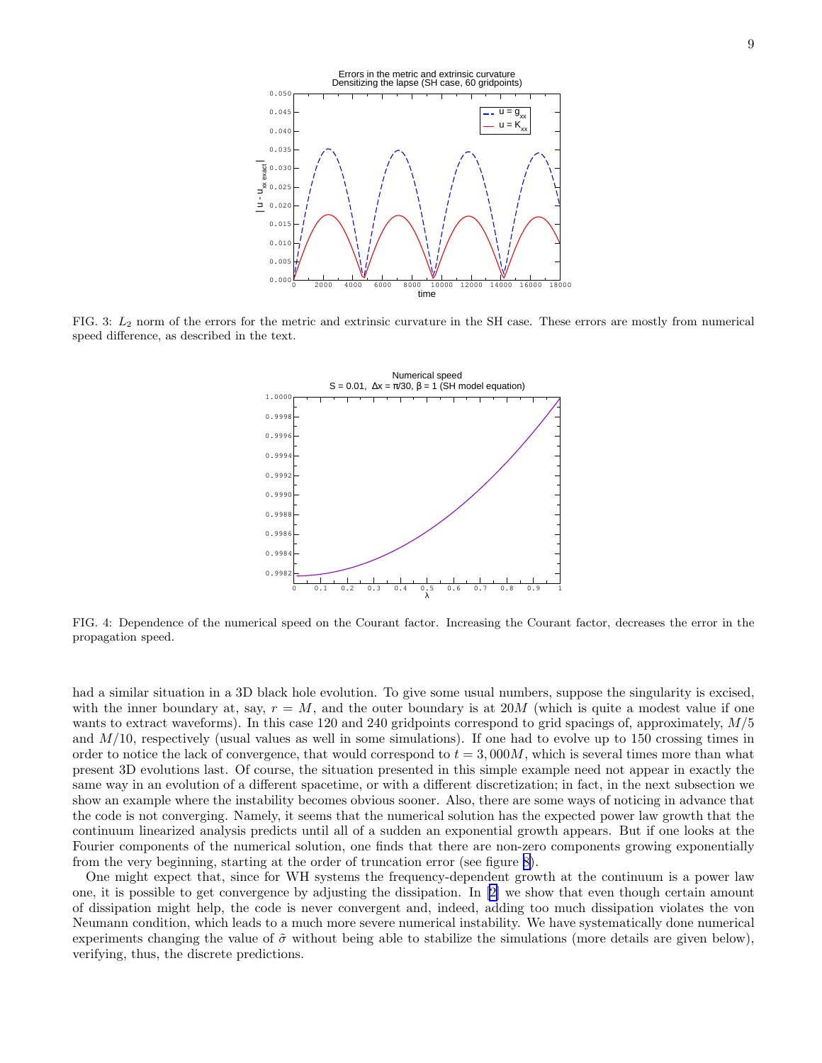FIG. 3: $L_2$ norm of the errors for the metric and extrinsic curvature in the SH case. These errors are mostly from numerical speed difference, as described in the text.

FIG. 4: Dependence of the numerical speed on the Courant factor. Increasing the Courant factor, decreases the error in the propagation speed.

had a similar situation in a 3D black hole evolution. To give some usual numbers, suppose the singularity is excised, with the inner boundary at, say, $r = M$, and the outer boundary is at $20M$ (which is quite a modest value if one wants to extract waveforms). In this case 120 and 240 gridpoints correspond to grid spacings of, approximately, $M/5$ and $M/10$, respectively (usual values as well in some simulations). If one had to evolve up to 150 crossing times in order to notice the lack of convergence, that would correspond to $t = 3,000M$, which is several times more than what present 3D evolutions last. Of course, the situation presented in this simple example need not appear in exactly the same way in an evolution of a different spacetime, or with a different discretization; in fact, in the next subsection we show an example where the instability becomes obvious sooner. Also, there are some ways of noticing in advance that the code is not converging. Namely, it seems that the numerical solution has the expected power law growth that the continuum linearized analysis predicts until all of a sudden an exponential growth appears. But if one looks at the Fourier components of the numerical solution, one finds that there are non-zero components growing exponentially from the very beginning, starting at the order of truncation error (see figure 8).

One might expect that, since for WH systems the frequency-dependent growth at the continuum is a power law one, it is possible to get convergence by adjusting the dissipation. In [2] we show that even though certain amount of dissipation might help, the code is never convergent and, indeed, adding too much dissipation violates the von Neumann condition, which leads to a much more severe numerical instability. We have systematically done numerical experiments changing the value of $\tilde{\sigma}$ without being able to stabilize the simulations (more details are given below), verifying, thus, the discrete predictions.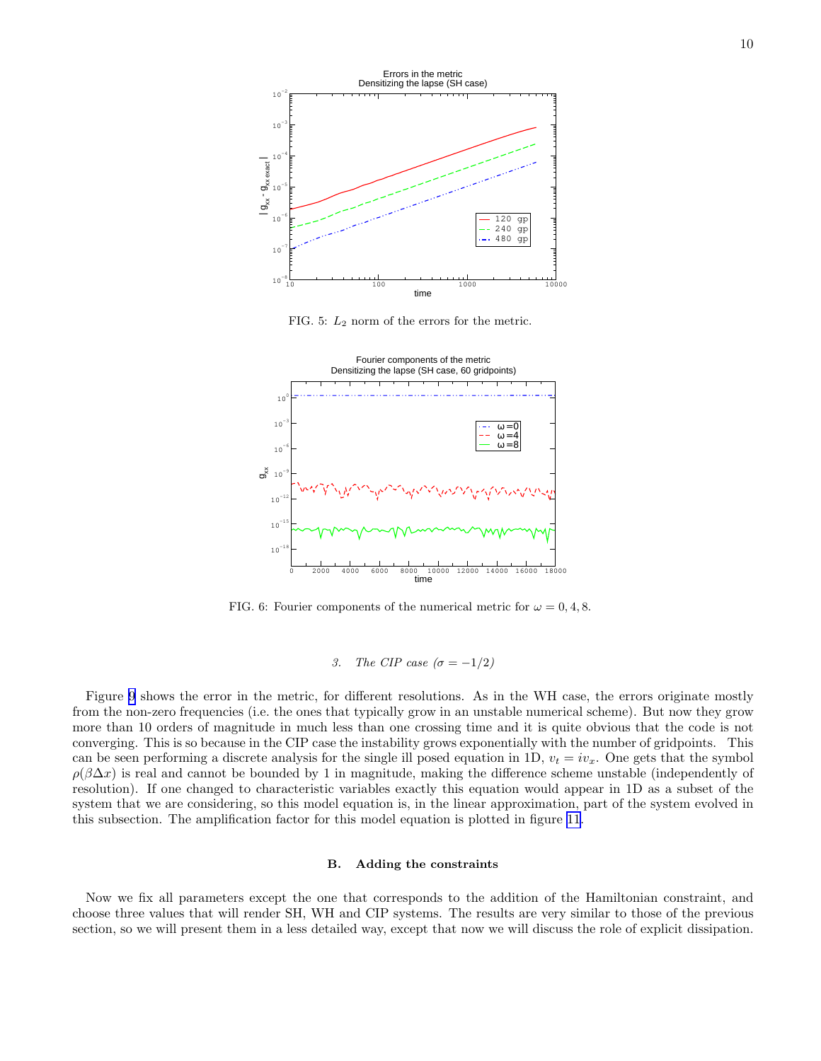FIG. 5: $L_2$ norm of the errors for the metric.

FIG. 6: Fourier components of the numerical metric for $\omega = 0, 4, 8$.

#### 3. The CIP case ($\sigma = -1/2$)

Figure 9 shows the error in the metric, for different resolutions. As in the WH case, the errors originate mostly from the non-zero frequencies (i.e. the ones that typically grow in an unstable numerical scheme). But now they grow more than 10 orders of magnitude in much less than one crossing time and it is quite obvious that the code is not converging. This is so because in the CIP case the instability grows exponentially with the number of gridpoints. This can be seen performing a discrete analysis for the single ill posed equation in 1D, $v_t = iv_x$. One gets that the symbol $\rho(\beta\Delta x)$ is real and cannot be bounded by 1 in magnitude, making the difference scheme unstable (independently of resolution). If one changed to characteristic variables exactly this equation would appear in 1D as a subset of the system that we are considering, so this model equation is, in the linear approximation, part of the system evolved in this subsection. The amplification factor for this model equation is plotted in figure 11.

### B. Adding the constraints

Now we fix all parameters except the one that corresponds to the addition of the Hamiltonian constraint, and choose three values that will render SH, WH and CIP systems. The results are very similar to those of the previous section, so we will present them in a less detailed way, except that now we will discuss the role of explicit dissipation.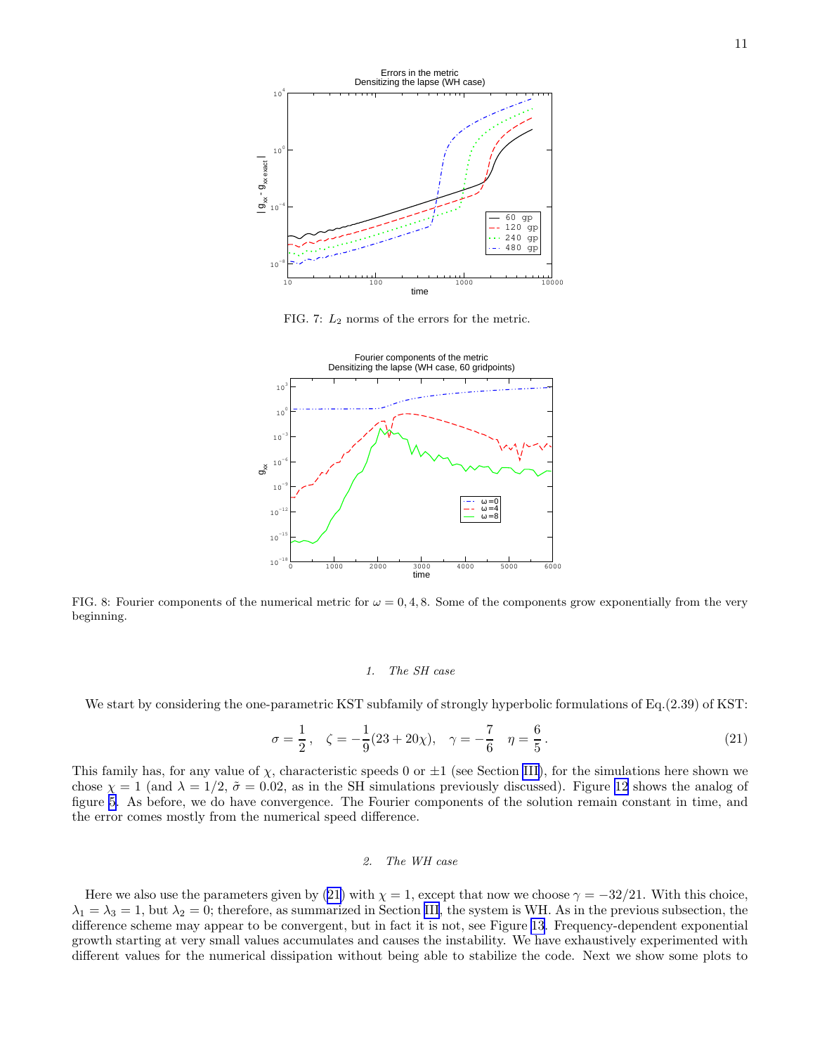FIG. 7: $L_2$ norms of the errors for the metric.

FIG. 8: Fourier components of the numerical metric for $\omega = 0, 4, 8$. Some of the components grow exponentially from the very beginning.

#### 1. The SH case

We start by considering the one-parametric KST subfamily of strongly hyperbolic formulations of Eq.(2.39) of KST:

$$\sigma = \frac{1}{2}, \quad \zeta = -\frac{1}{9}(23 + 20\chi), \quad \gamma = -\frac{7}{6} \quad \eta = \frac{6}{5}. \tag{21}$$

This family has, for any value of $\chi$, characteristic speeds 0 or $\pm 1$ (see Section III), for the simulations here shown we chose $\chi = 1$ (and $\lambda = 1/2$, $\tilde{\sigma} = 0.02$, as in the SH simulations previously discussed). Figure 12 shows the analog of figure 5. As before, we do have convergence. The Fourier components of the solution remain constant in time, and the error comes mostly from the numerical speed difference.

#### 2. The WH case

Here we also use the parameters given by (21) with $\chi = 1$, except that now we choose $\gamma = -32/21$. With this choice, $\lambda_1 = \lambda_3 = 1$, but $\lambda_2 = 0$; therefore, as summarized in Section III, the system is WH. As in the previous subsection, the difference scheme may appear to be convergent, but in fact it is not, see Figure 13. Frequency-dependent exponential growth starting at very small values accumulates and causes the instability. We have exhaustively experimented with different values for the numerical dissipation without being able to stabilize the code. Next we show some plots to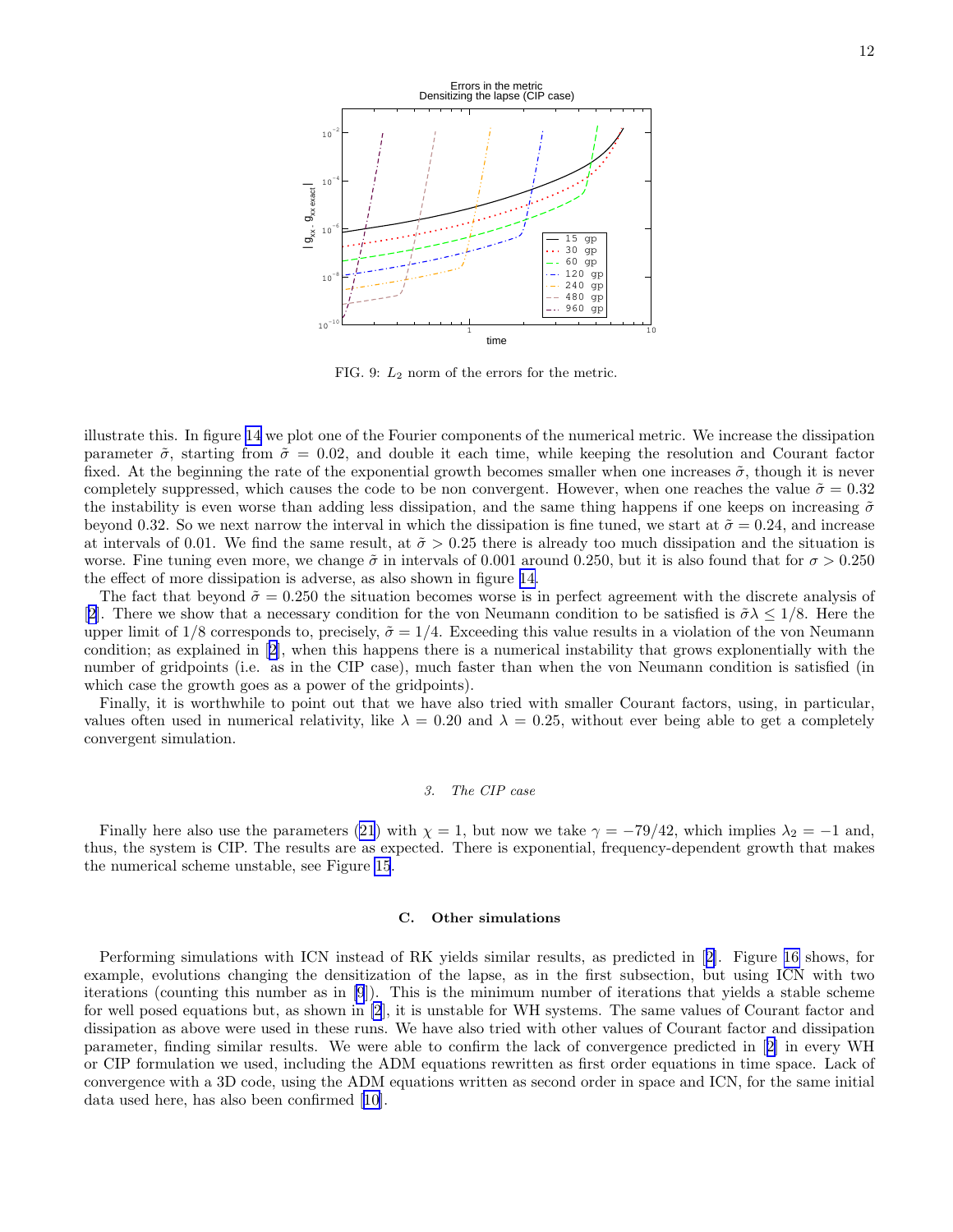FIG. 9: $L_2$ norm of the errors for the metric.

illustrate this. In figure 14 we plot one of the Fourier components of the numerical metric. We increase the dissipation parameter $\tilde{\sigma}$, starting from $\tilde{\sigma} = 0.02$, and double it each time, while keeping the resolution and Courant factor fixed. At the beginning the rate of the exponential growth becomes smaller when one increases $\tilde{\sigma}$, though it is never completely suppressed, which causes the code to be non convergent. However, when one reaches the value $\tilde{\sigma} = 0.32$ the instability is even worse than adding less dissipation, and the same thing happens if one keeps on increasing $\tilde{\sigma}$ beyond 0.32. So we next narrow the interval in which the dissipation is fine tuned, we start at $\tilde{\sigma} = 0.24$, and increase at intervals of 0.01. We find the same result, at $\tilde{\sigma} > 0.25$ there is already too much dissipation and the situation is worse. Fine tuning even more, we change $\tilde{\sigma}$ in intervals of 0.001 around 0.250, but it is also found that for $\sigma > 0.250$ the effect of more dissipation is adverse, as also shown in figure 14.

The fact that beyond $\tilde{\sigma} = 0.250$ the situation becomes worse is in perfect agreement with the discrete analysis of [2]. There we show that a necessary condition for the von Neumann condition to be satisfied is $\tilde{\sigma}\lambda \leq 1/8$. Here the upper limit of 1/8 corresponds to, precisely, $\tilde{\sigma} = 1/4$. Exceeding this value results in a violation of the von Neumann condition; as explained in [2], when this happens there is a numerical instability that grows exponentially with the number of gridpoints (i.e. as in the CIP case), much faster than when the von Neumann condition is satisfied (in which case the growth goes as a power of the gridpoints).

Finally, it is worthwhile to point out that we have also tried with smaller Courant factors, using, in particular, values often used in numerical relativity, like $\lambda = 0.20$ and $\lambda = 0.25$, without ever being able to get a completely convergent simulation.

### 3. The CIP case

Finally here also use the parameters (21) with $\chi = 1$, but now we take $\gamma = -79/42$, which implies $\lambda_2 = -1$ and, thus, the system is CIP. The results are as expected. There is exponential, frequency-dependent growth that makes the numerical scheme unstable, see Figure 15.

## C. Other simulations

Performing simulations with ICN instead of RK yields similar results, as predicted in [2]. Figure 16 shows, for example, evolutions changing the densitization of the lapse, as in the first subsection, but using ICN with two iterations (counting this number as in [9]). This is the minimum number of iterations that yields a stable scheme for well posed equations but, as shown in [2], it is unstable for WH systems. The same values of Courant factor and dissipation as above were used in these runs. We have also tried with other values of Courant factor and dissipation parameter, finding similar results. We were able to confirm the lack of convergence predicted in [2] in every WH or CIP formulation we used, including the ADM equations rewritten as first order equations in time space. Lack of convergence with a 3D code, using the ADM equations written as second order in space and ICN, for the same initial data used here, has also been confirmed [10].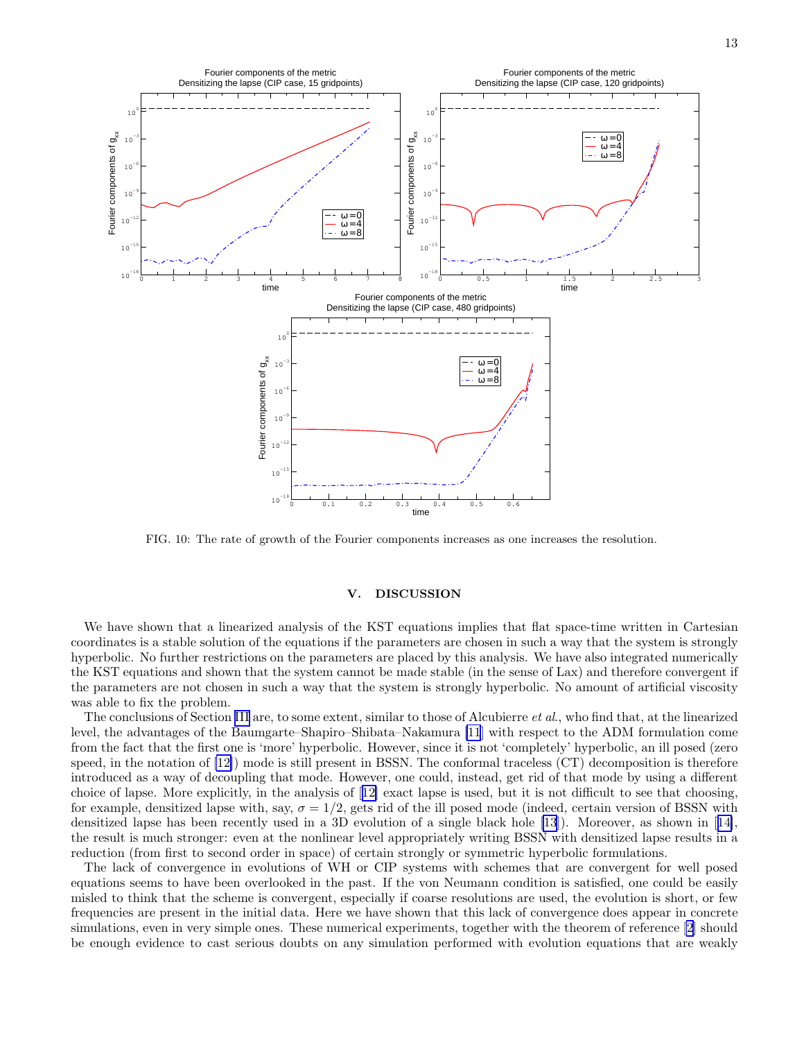FIG. 10: The rate of growth of the Fourier components increases as one increases the resolution.

## V. DISCUSSION

We have shown that a linearized analysis of the KST equations implies that flat space-time written in Cartesian coordinates is a stable solution of the equations if the parameters are chosen in such a way that the system is strongly hyperbolic. No further restrictions on the parameters are placed by this analysis. We have also integrated numerically the KST equations and shown that the system cannot be made stable (in the sense of Lax) and therefore convergent if the parameters are not chosen in such a way that the system is strongly hyperbolic. No amount of artificial viscosity was able to fix the problem.

The conclusions of Section III are, to some extent, similar to those of Alcubierre *et al.*, who find that, at the linearized level, the advantages of the Baumgarte–Shapiro–Shibata–Nakamura [11] with respect to the ADM formulation come from the fact that the first one is 'more' hyperbolic. However, since it is not 'completely' hyperbolic, an ill posed (zero speed, in the notation of [12]) mode is still present in BSSN. The conformal traceless (CT) decomposition is therefore introduced as a way of decoupling that mode. However, one could, instead, get rid of that mode by using a different choice of lapse. More explicitly, in the analysis of [12] exact lapse is used, but it is not difficult to see that choosing, for example, densitized lapse with, say, $\sigma = 1/2$, gets rid of the ill posed mode (indeed, certain version of BSSN with densitized lapse has been recently used in a 3D evolution of a single black hole [13]). Moreover, as shown in [14], the result is much stronger: even at the nonlinear level appropriately writing BSSN with densitized lapse results in a reduction (from first to second order in space) of certain strongly or symmetric hyperbolic formulations.

The lack of convergence in evolutions of WH or CIP systems with schemes that are convergent for well posed equations seems to have been overlooked in the past. If the von Neumann condition is satisfied, one could be easily misled to think that the scheme is convergent, especially if coarse resolutions are used, the evolution is short, or few frequencies are present in the initial data. Here we have shown that this lack of convergence does appear in concrete simulations, even in very simple ones. These numerical experiments, together with the theorem of reference [2] should be enough evidence to cast serious doubts on any simulation performed with evolution equations that are weakly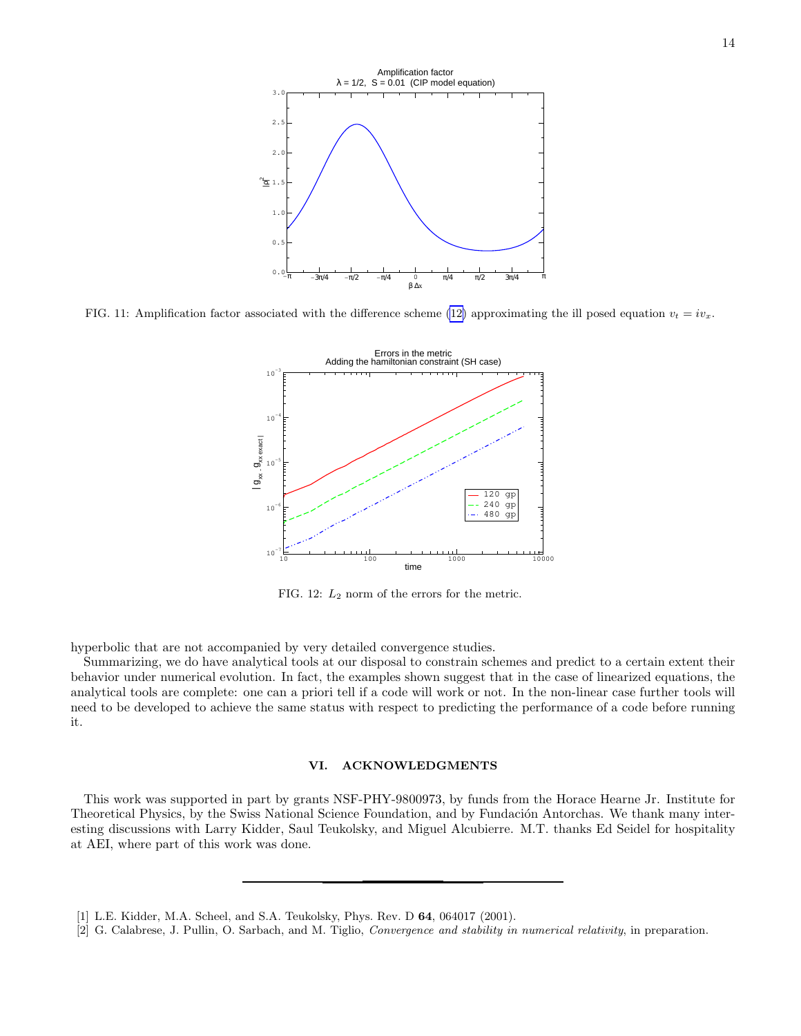FIG. 11: Amplification factor associated with the difference scheme (12) approximating the ill posed equation $v_t = iv_x$.

FIG. 12: $L_2$ norm of the errors for the metric.

hyperbolic that are not accompanied by very detailed convergence studies.

Summarizing, we do have analytical tools at our disposal to constrain schemes and predict to a certain extent their behavior under numerical evolution. In fact, the examples shown suggest that in the case of linearized equations, the analytical tools are complete: one can a priori tell if a code will work or not. In the non-linear case further tools will need to be developed to achieve the same status with respect to predicting the performance of a code before running it.

## VI. ACKNOWLEDGMENTS

This work was supported in part by grants NSF-PHY-9800973, by funds from the Horace Hearne Jr. Institute for Theoretical Physics, by the Swiss National Science Foundation, and by Fundación Antorchas. We thank many interesting discussions with Larry Kidder, Saul Teukolsky, and Miguel Alcubierre. M.T. thanks Ed Seidel for hospitality at AEI, where part of this work was done.

---

[1] L.E. Kidder, M.A. Scheel, and S.A. Teukolsky, Phys. Rev. D **64**, 064017 (2001).

[2] G. Calabrese, J. Pullin, O. Sarbach, and M. Tiglio, *Convergence and stability in numerical relativity*, in preparation.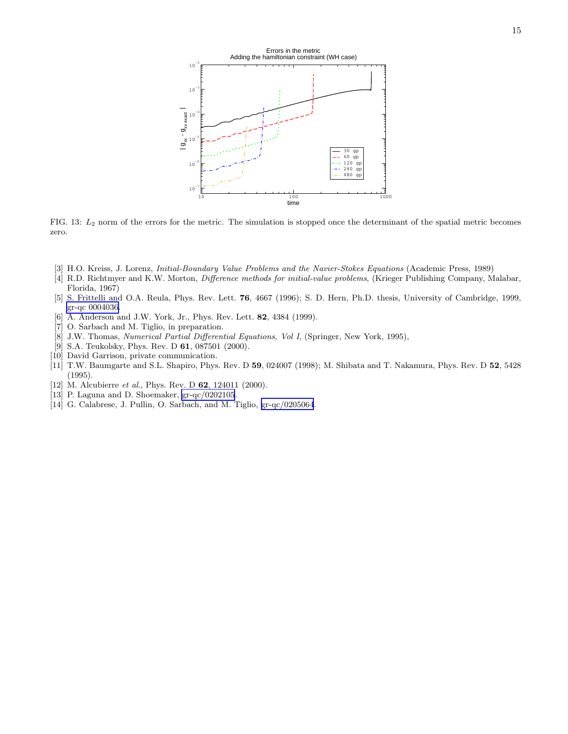FIG. 13: $L_2$ norm of the errors for the metric. The simulation is stopped once the determinant of the spatial metric becomes zero.

[3] H.O. Kreiss, J. Lorenz, *Initial-Boundary Value Problems and the Navier-Stokes Equations* (Academic Press, 1989)

[4] R.D. Richtmyer and K.W. Morton, *Difference methods for initial-value problems*, (Krieger Publishing Company, Malabar, Florida, 1967)

[5] S. Frittelli and O.A. Reula, Phys. Rev. Lett. **76**, 4667 (1996); S. D. Hern, Ph.D. thesis, University of Cambridge, 1999, gr-qc 0004036.

[6] A. Anderson and J.W. York, Jr., Phys. Rev. Lett. **82**, 4384 (1999).

[7] O. Sarbach and M. Tiglio, in preparation.

[8] J.W. Thomas, *Numerical Partial Differential Equations, Vol I*, (Springer, New York, 1995),

[9] S.A. Teukolsky, Phys. Rev. D **61**, 087501 (2000).

[10] David Garrison, private communication.

[11] T.W. Baumgarte and S.L. Shapiro, Phys. Rev. D **59**, 024007 (1998); M. Shibata and T. Nakamura, Phys. Rev. D **52**, 5428 (1995).

[12] M. Alcubierre *et al.*, Phys. Rev. D **62**, 124011 (2000).

[13] P. Laguna and D. Shoemaker, gr-qc/0202105.

[14] G. Calabrese, J. Pullin, O. Sarbach, and M. Tiglio, gr-qc/0205064.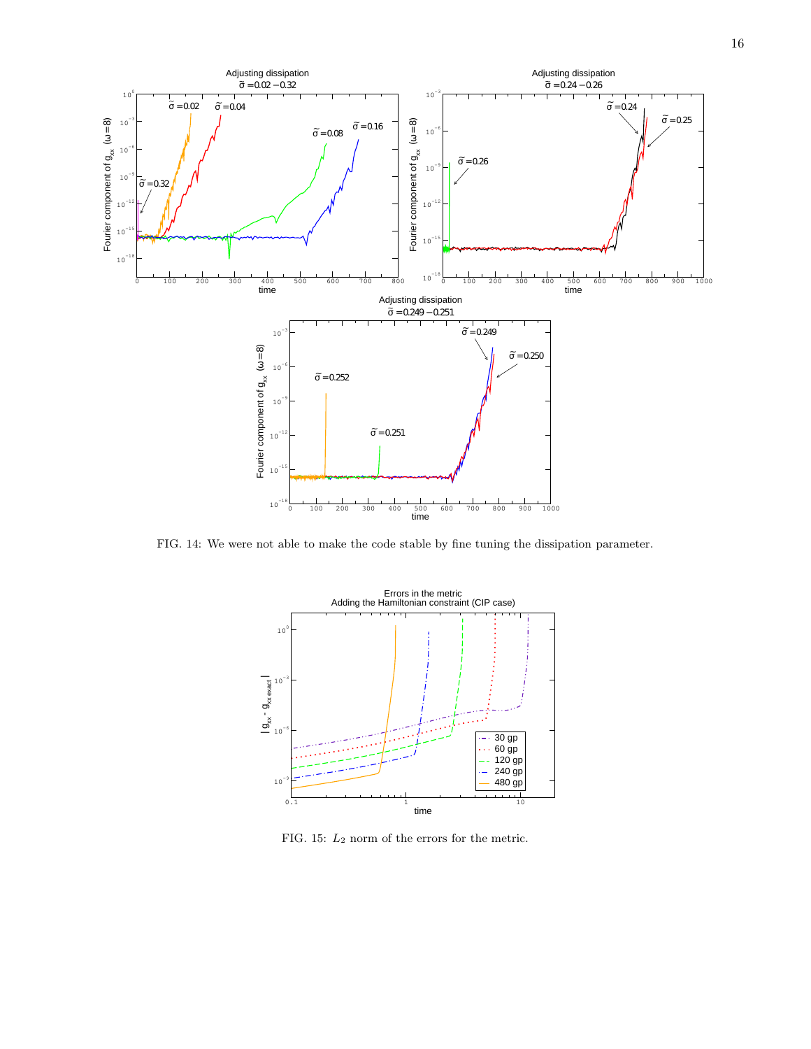FIG. 14: We were not able to make the code stable by fine tuning the dissipation parameter.

FIG. 15: $L_2$ norm of the errors for the metric.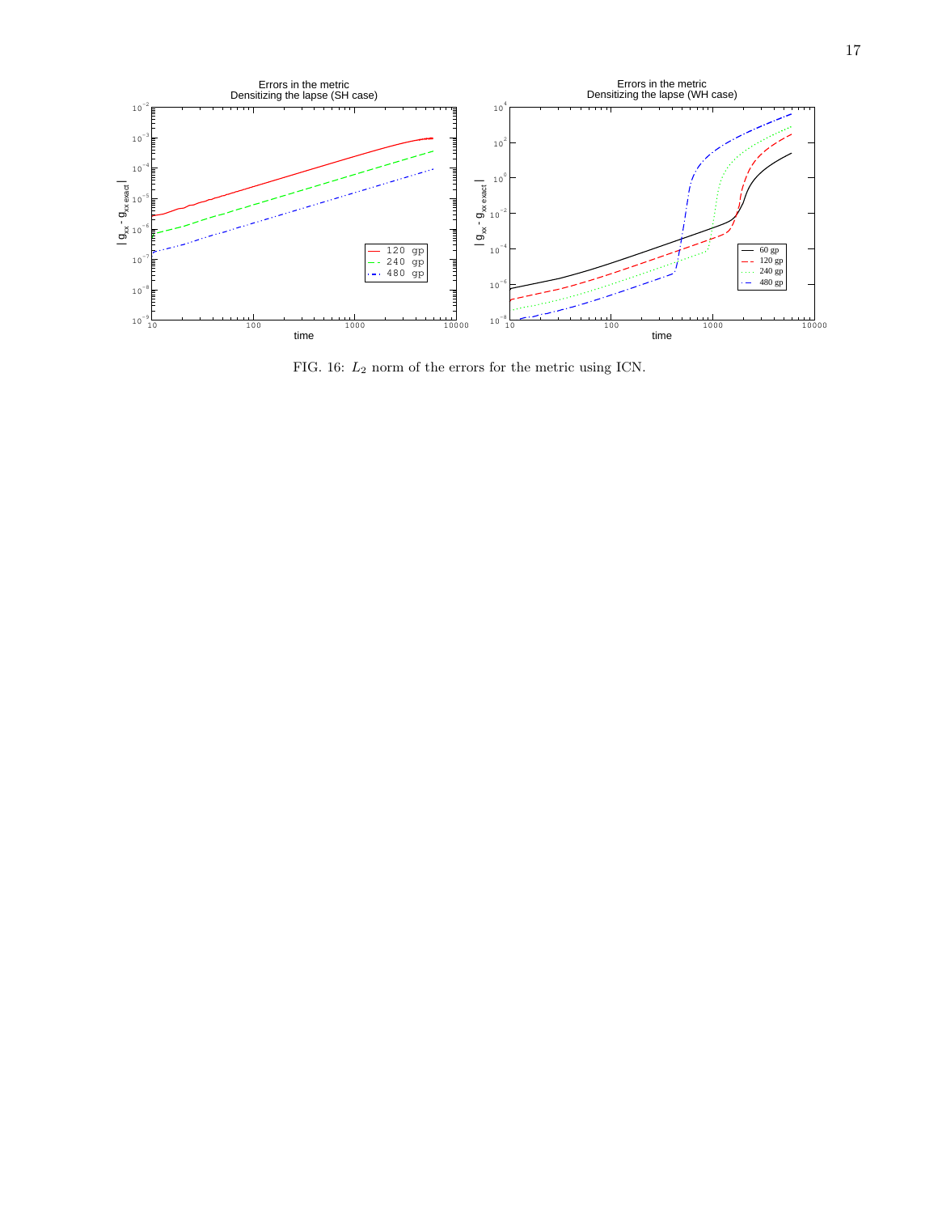Errors in the metric
Densitizing the lapse (SH case)

$| g_{xx} - g_{xx\,exact} |$

$10^{-2}$
$10^{-3}$
$10^{-4}$
$10^{-5}$
$10^{-6}$
$10^{-7}$
$10^{-8}$
$10^{-9}$

10
100
1000
10000

time

120 gp
240 gp
480 gp

Errors in the metric
Densitizing the lapse (WH case)

$| g_{xx} - g_{xx\,exact} |$

$10^{4}$
$10^{2}$
$10^{0}$
$10^{-2}$
$10^{-4}$
$10^{-6}$
$10^{-8}$

10
100
1000
10000

time

60 gp
120 gp
240 gp
480 gp

FIG. 16: $L_2$ norm of the errors for the metric using ICN.